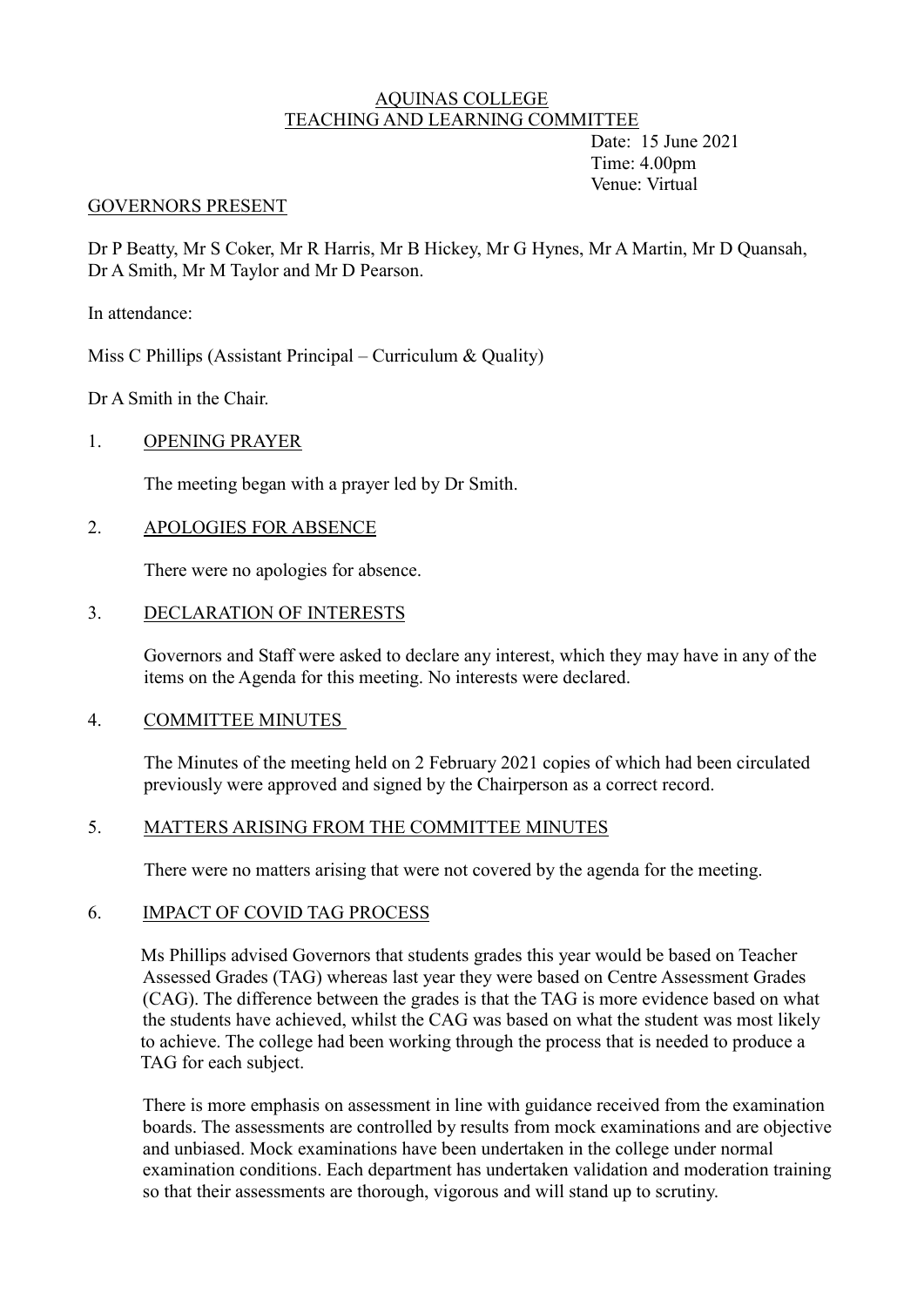# AQUINAS COLLEGE
## TEACHING AND LEARNING COMMITTEE

Date: 15 June 2021
Time: 4.00pm
Venue: Virtual

### GOVERNORS PRESENT

Dr P Beatty, Mr S Coker, Mr R Harris, Mr B Hickey, Mr G Hynes, Mr A Martin, Mr D Quansah, Dr A Smith, Mr M Taylor and Mr D Pearson.

In attendance:

Miss C Phillips (Assistant Principal – Curriculum & Quality)

Dr A Smith in the Chair.

### 1. OPENING PRAYER

The meeting began with a prayer led by Dr Smith.

### 2. APOLOGIES FOR ABSENCE

There were no apologies for absence.

### 3. DECLARATION OF INTERESTS

Governors and Staff were asked to declare any interest, which they may have in any of the items on the Agenda for this meeting. No interests were declared.

### 4. COMMITTEE MINUTES

The Minutes of the meeting held on 2 February 2021 copies of which had been circulated previously were approved and signed by the Chairperson as a correct record.

### 5. MATTERS ARISING FROM THE COMMITTEE MINUTES

There were no matters arising that were not covered by the agenda for the meeting.

### 6. IMPACT OF COVID TAG PROCESS

Ms Phillips advised Governors that students grades this year would be based on Teacher Assessed Grades (TAG) whereas last year they were based on Centre Assessment Grades (CAG). The difference between the grades is that the TAG is more evidence based on what the students have achieved, whilst the CAG was based on what the student was most likely to achieve. The college had been working through the process that is needed to produce a TAG for each subject.

There is more emphasis on assessment in line with guidance received from the examination boards. The assessments are controlled by results from mock examinations and are objective and unbiased. Mock examinations have been undertaken in the college under normal examination conditions. Each department has undertaken validation and moderation training so that their assessments are thorough, vigorous and will stand up to scrutiny.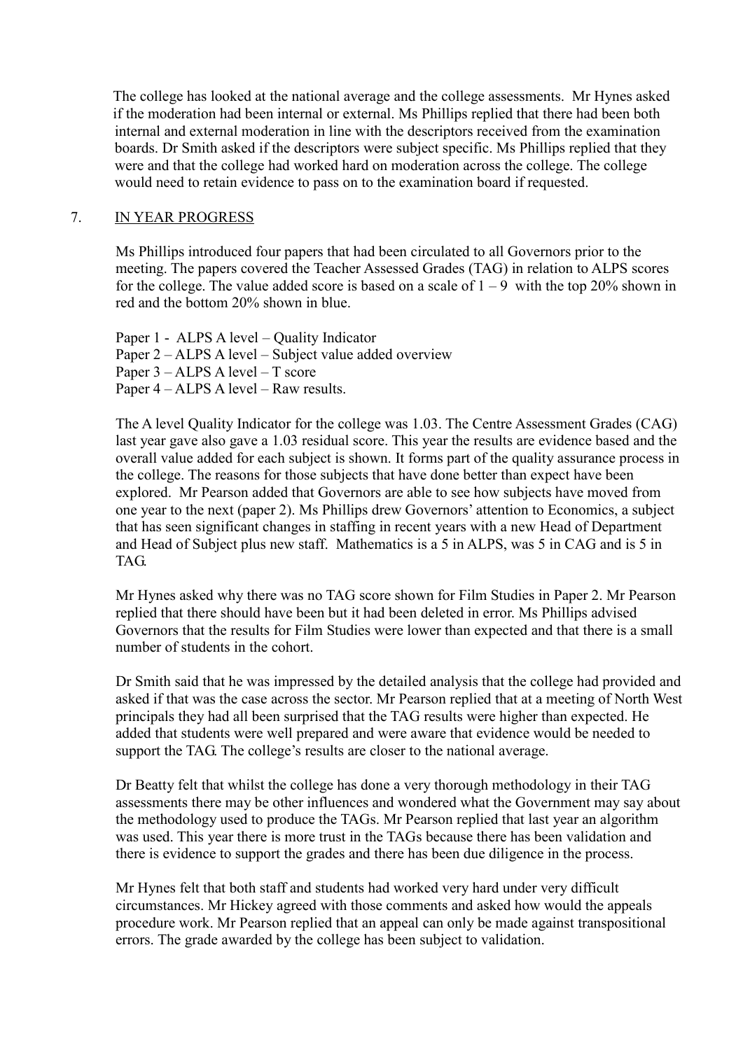The college has looked at the national average and the college assessments. Mr Hynes asked if the moderation had been internal or external. Ms Phillips replied that there had been both internal and external moderation in line with the descriptors received from the examination boards. Dr Smith asked if the descriptors were subject specific. Ms Phillips replied that they were and that the college had worked hard on moderation across the college. The college would need to retain evidence to pass on to the examination board if requested.

## 7. IN YEAR PROGRESS

Ms Phillips introduced four papers that had been circulated to all Governors prior to the meeting. The papers covered the Teacher Assessed Grades (TAG) in relation to ALPS scores for the college. The value added score is based on a scale of 1 – 9 with the top 20% shown in red and the bottom 20% shown in blue.

Paper 1 - ALPS A level – Quality Indicator
Paper 2 – ALPS A level – Subject value added overview
Paper 3 – ALPS A level – T score
Paper 4 – ALPS A level – Raw results.

The A level Quality Indicator for the college was 1.03. The Centre Assessment Grades (CAG) last year gave also gave a 1.03 residual score. This year the results are evidence based and the overall value added for each subject is shown. It forms part of the quality assurance process in the college. The reasons for those subjects that have done better than expect have been explored. Mr Pearson added that Governors are able to see how subjects have moved from one year to the next (paper 2). Ms Phillips drew Governors' attention to Economics, a subject that has seen significant changes in staffing in recent years with a new Head of Department and Head of Subject plus new staff. Mathematics is a 5 in ALPS, was 5 in CAG and is 5 in TAG.

Mr Hynes asked why there was no TAG score shown for Film Studies in Paper 2. Mr Pearson replied that there should have been but it had been deleted in error. Ms Phillips advised Governors that the results for Film Studies were lower than expected and that there is a small number of students in the cohort.

Dr Smith said that he was impressed by the detailed analysis that the college had provided and asked if that was the case across the sector. Mr Pearson replied that at a meeting of North West principals they had all been surprised that the TAG results were higher than expected. He added that students were well prepared and were aware that evidence would be needed to support the TAG. The college's results are closer to the national average.

Dr Beatty felt that whilst the college has done a very thorough methodology in their TAG assessments there may be other influences and wondered what the Government may say about the methodology used to produce the TAGs. Mr Pearson replied that last year an algorithm was used. This year there is more trust in the TAGs because there has been validation and there is evidence to support the grades and there has been due diligence in the process.

Mr Hynes felt that both staff and students had worked very hard under very difficult circumstances. Mr Hickey agreed with those comments and asked how would the appeals procedure work. Mr Pearson replied that an appeal can only be made against transpositional errors. The grade awarded by the college has been subject to validation.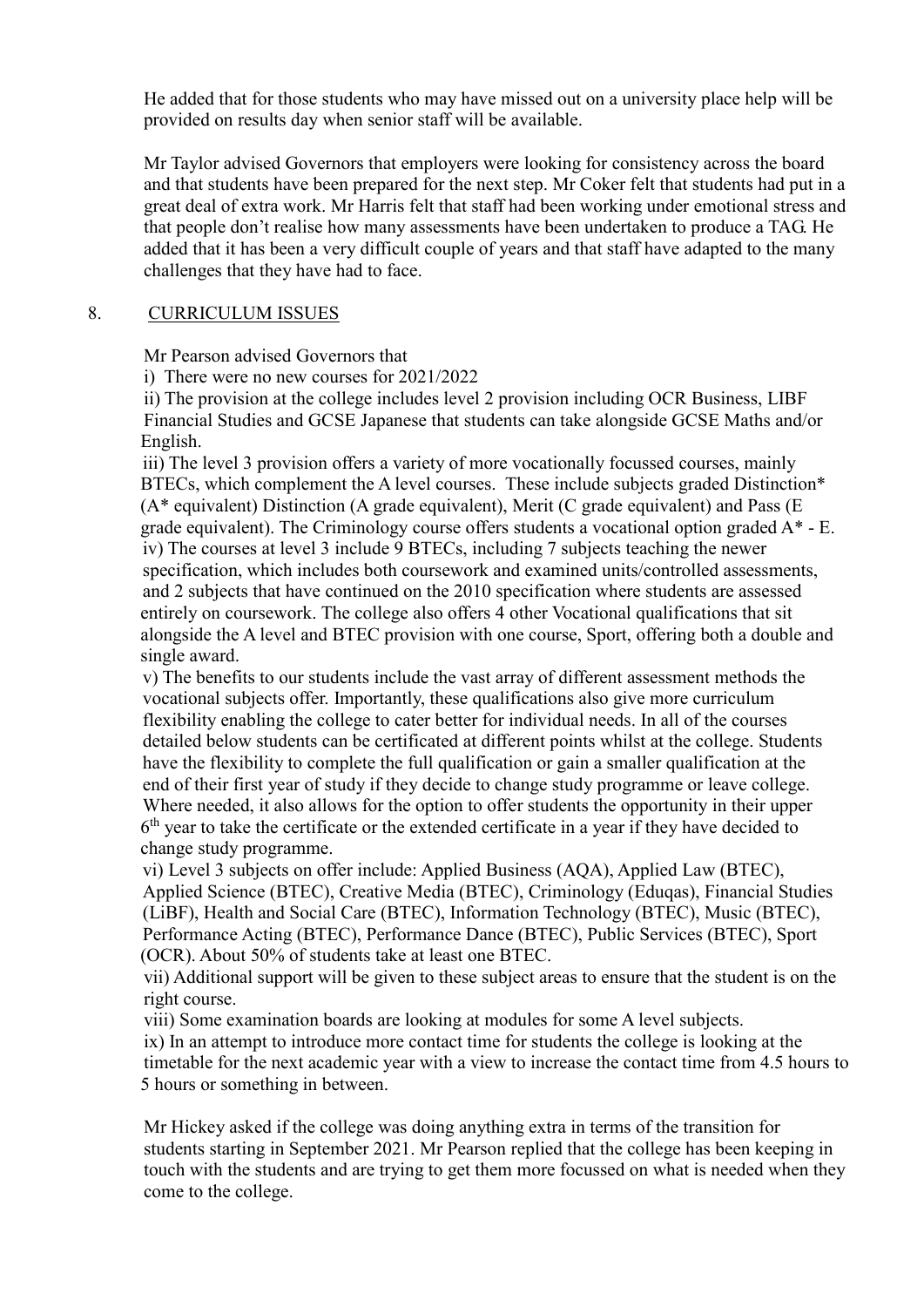He added that for those students who may have missed out on a university place help will be provided on results day when senior staff will be available.

Mr Taylor advised Governors that employers were looking for consistency across the board and that students have been prepared for the next step. Mr Coker felt that students had put in a great deal of extra work. Mr Harris felt that staff had been working under emotional stress and that people don't realise how many assessments have been undertaken to produce a TAG. He added that it has been a very difficult couple of years and that staff have adapted to the many challenges that they have had to face.

## 8. CURRICULUM ISSUES

Mr Pearson advised Governors that

i) There were no new courses for 2021/2022

ii) The provision at the college includes level 2 provision including OCR Business, LIBF Financial Studies and GCSE Japanese that students can take alongside GCSE Maths and/or English.

iii) The level 3 provision offers a variety of more vocationally focussed courses, mainly BTECs, which complement the A level courses. These include subjects graded Distinction* (A* equivalent) Distinction (A grade equivalent), Merit (C grade equivalent) and Pass (E grade equivalent). The Criminology course offers students a vocational option graded A* - E.

iv) The courses at level 3 include 9 BTECs, including 7 subjects teaching the newer specification, which includes both coursework and examined units/controlled assessments, and 2 subjects that have continued on the 2010 specification where students are assessed entirely on coursework. The college also offers 4 other Vocational qualifications that sit alongside the A level and BTEC provision with one course, Sport, offering both a double and single award.

v) The benefits to our students include the vast array of different assessment methods the vocational subjects offer. Importantly, these qualifications also give more curriculum flexibility enabling the college to cater better for individual needs. In all of the courses detailed below students can be certificated at different points whilst at the college. Students have the flexibility to complete the full qualification or gain a smaller qualification at the end of their first year of study if they decide to change study programme or leave college. Where needed, it also allows for the option to offer students the opportunity in their upper 6th year to take the certificate or the extended certificate in a year if they have decided to change study programme.

vi) Level 3 subjects on offer include: Applied Business (AQA), Applied Law (BTEC), Applied Science (BTEC), Creative Media (BTEC), Criminology (Eduqas), Financial Studies (LiBF), Health and Social Care (BTEC), Information Technology (BTEC), Music (BTEC), Performance Acting (BTEC), Performance Dance (BTEC), Public Services (BTEC), Sport (OCR). About 50% of students take at least one BTEC.

vii) Additional support will be given to these subject areas to ensure that the student is on the right course.

viii) Some examination boards are looking at modules for some A level subjects.

ix) In an attempt to introduce more contact time for students the college is looking at the timetable for the next academic year with a view to increase the contact time from 4.5 hours to 5 hours or something in between.

Mr Hickey asked if the college was doing anything extra in terms of the transition for students starting in September 2021. Mr Pearson replied that the college has been keeping in touch with the students and are trying to get them more focussed on what is needed when they come to the college.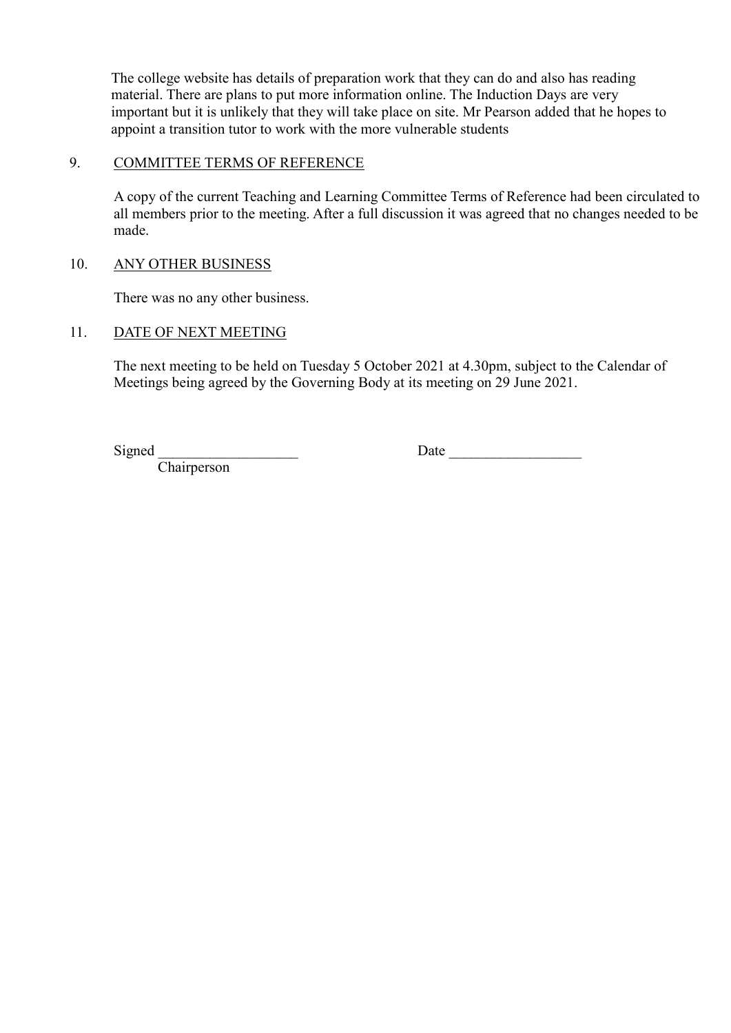The college website has details of preparation work that they can do and also has reading material. There are plans to put more information online. The Induction Days are very important but it is unlikely that they will take place on site. Mr Pearson added that he hopes to appoint a transition tutor to work with the more vulnerable students

9. COMMITTEE TERMS OF REFERENCE

A copy of the current Teaching and Learning Committee Terms of Reference had been circulated to all members prior to the meeting. After a full discussion it was agreed that no changes needed to be made.

10. ANY OTHER BUSINESS

There was no any other business.

11. DATE OF NEXT MEETING

The next meeting to be held on Tuesday 5 October 2021 at 4.30pm, subject to the Calendar of Meetings being agreed by the Governing Body at its meeting on 29 June 2021.

Signed \_\_\_\_\_\_\_\_\_\_\_\_\_\_\_\_\_\_\_ Date \_\_\_\_\_\_\_\_\_\_\_\_\_\_\_\_\_\_

Chairperson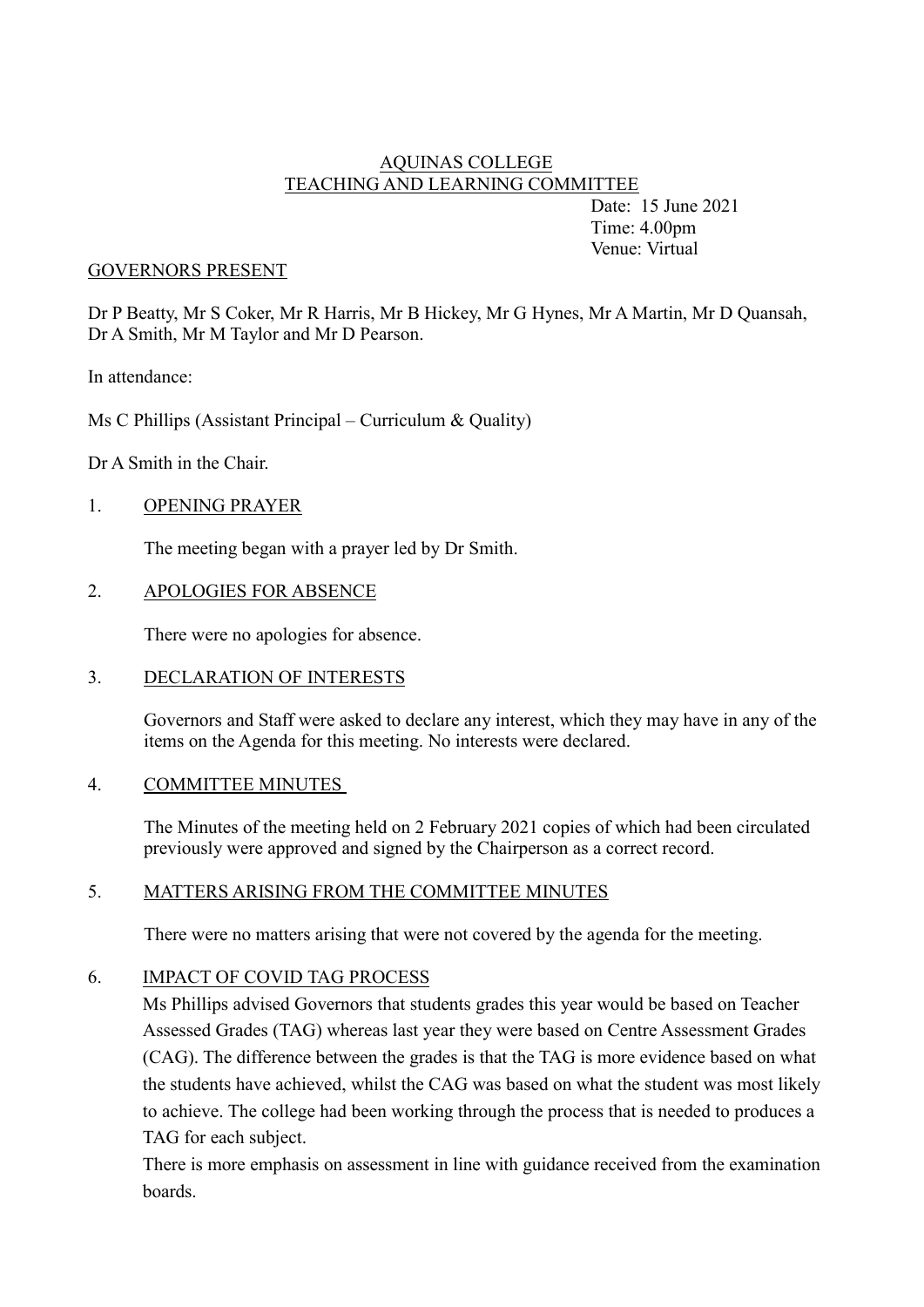AQUINAS COLLEGE
TEACHING AND LEARNING COMMITTEE

Date: 15 June 2021
Time: 4.00pm
Venue: Virtual

GOVERNORS PRESENT

Dr P Beatty, Mr S Coker, Mr R Harris, Mr B Hickey, Mr G Hynes, Mr A Martin, Mr D Quansah, Dr A Smith, Mr M Taylor and Mr D Pearson.

In attendance:

Ms C Phillips (Assistant Principal – Curriculum & Quality)

Dr A Smith in the Chair.

1. OPENING PRAYER

   The meeting began with a prayer led by Dr Smith.

2. APOLOGIES FOR ABSENCE

   There were no apologies for absence.

3. DECLARATION OF INTERESTS

   Governors and Staff were asked to declare any interest, which they may have in any of the items on the Agenda for this meeting. No interests were declared.

4. COMMITTEE MINUTES

   The Minutes of the meeting held on 2 February 2021 copies of which had been circulated previously were approved and signed by the Chairperson as a correct record.

5. MATTERS ARISING FROM THE COMMITTEE MINUTES

   There were no matters arising that were not covered by the agenda for the meeting.

6. IMPACT OF COVID TAG PROCESS

   Ms Phillips advised Governors that students grades this year would be based on Teacher Assessed Grades (TAG) whereas last year they were based on Centre Assessment Grades (CAG). The difference between the grades is that the TAG is more evidence based on what the students have achieved, whilst the CAG was based on what the student was most likely to achieve. The college had been working through the process that is needed to produces a TAG for each subject.

   There is more emphasis on assessment in line with guidance received from the examination boards.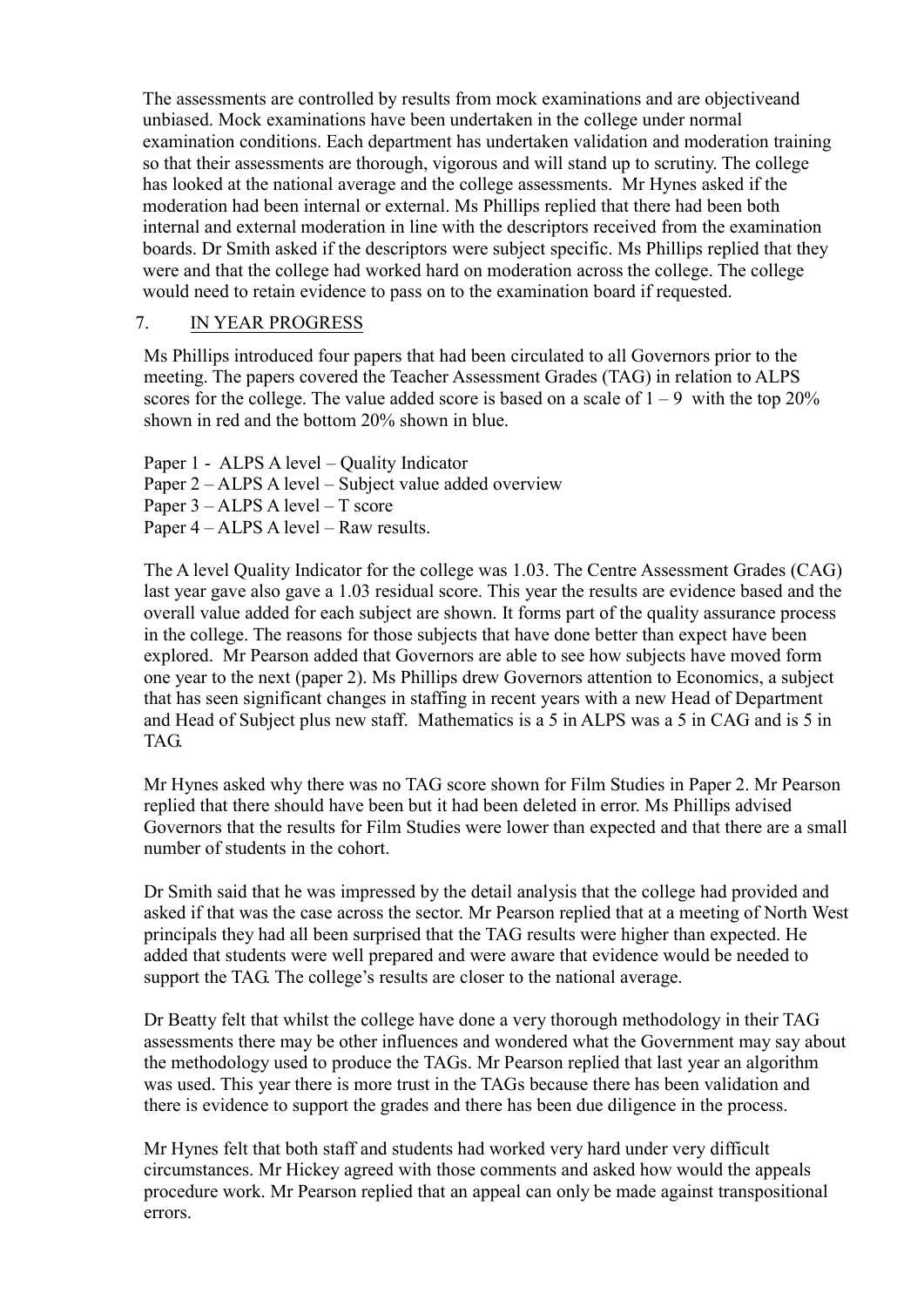The assessments are controlled by results from mock examinations and are objectiveand unbiased. Mock examinations have been undertaken in the college under normal examination conditions. Each department has undertaken validation and moderation training so that their assessments are thorough, vigorous and will stand up to scrutiny. The college has looked at the national average and the college assessments. Mr Hynes asked if the moderation had been internal or external. Ms Phillips replied that there had been both internal and external moderation in line with the descriptors received from the examination boards. Dr Smith asked if the descriptors were subject specific. Ms Phillips replied that they were and that the college had worked hard on moderation across the college. The college would need to retain evidence to pass on to the examination board if requested.

7. <u>IN YEAR PROGRESS</u>

Ms Phillips introduced four papers that had been circulated to all Governors prior to the meeting. The papers covered the Teacher Assessment Grades (TAG) in relation to ALPS scores for the college. The value added score is based on a scale of 1 – 9 with the top 20% shown in red and the bottom 20% shown in blue.

Paper 1 - ALPS A level – Quality Indicator
Paper 2 – ALPS A level – Subject value added overview
Paper 3 – ALPS A level – T score
Paper 4 – ALPS A level – Raw results.

The A level Quality Indicator for the college was 1.03. The Centre Assessment Grades (CAG) last year gave also gave a 1.03 residual score. This year the results are evidence based and the overall value added for each subject are shown. It forms part of the quality assurance process in the college. The reasons for those subjects that have done better than expect have been explored. Mr Pearson added that Governors are able to see how subjects have moved form one year to the next (paper 2). Ms Phillips drew Governors attention to Economics, a subject that has seen significant changes in staffing in recent years with a new Head of Department and Head of Subject plus new staff. Mathematics is a 5 in ALPS was a 5 in CAG and is 5 in TAG.

Mr Hynes asked why there was no TAG score shown for Film Studies in Paper 2. Mr Pearson replied that there should have been but it had been deleted in error. Ms Phillips advised Governors that the results for Film Studies were lower than expected and that there are a small number of students in the cohort.

Dr Smith said that he was impressed by the detail analysis that the college had provided and asked if that was the case across the sector. Mr Pearson replied that at a meeting of North West principals they had all been surprised that the TAG results were higher than expected. He added that students were well prepared and were aware that evidence would be needed to support the TAG. The college's results are closer to the national average.

Dr Beatty felt that whilst the college have done a very thorough methodology in their TAG assessments there may be other influences and wondered what the Government may say about the methodology used to produce the TAGs. Mr Pearson replied that last year an algorithm was used. This year there is more trust in the TAGs because there has been validation and there is evidence to support the grades and there has been due diligence in the process.

Mr Hynes felt that both staff and students had worked very hard under very difficult circumstances. Mr Hickey agreed with those comments and asked how would the appeals procedure work. Mr Pearson replied that an appeal can only be made against transpositional errors.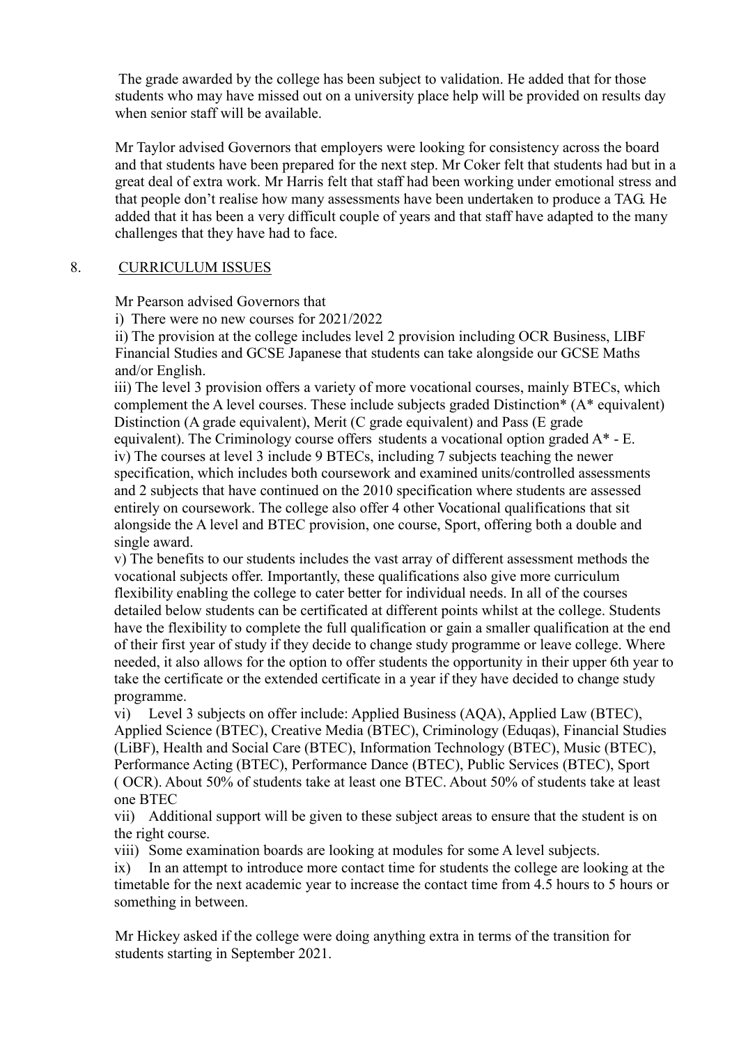The grade awarded by the college has been subject to validation. He added that for those students who may have missed out on a university place help will be provided on results day when senior staff will be available.

Mr Taylor advised Governors that employers were looking for consistency across the board and that students have been prepared for the next step. Mr Coker felt that students had but in a great deal of extra work. Mr Harris felt that staff had been working under emotional stress and that people don't realise how many assessments have been undertaken to produce a TAG. He added that it has been a very difficult couple of years and that staff have adapted to the many challenges that they have had to face.

## 8. CURRICULUM ISSUES

Mr Pearson advised Governors that

i) There were no new courses for 2021/2022

ii) The provision at the college includes level 2 provision including OCR Business, LIBF Financial Studies and GCSE Japanese that students can take alongside our GCSE Maths and/or English.

iii) The level 3 provision offers a variety of more vocational courses, mainly BTECs, which complement the A level courses. These include subjects graded Distinction* (A* equivalent) Distinction (A grade equivalent), Merit (C grade equivalent) and Pass (E grade equivalent). The Criminology course offers students a vocational option graded A* - E.

iv) The courses at level 3 include 9 BTECs, including 7 subjects teaching the newer specification, which includes both coursework and examined units/controlled assessments and 2 subjects that have continued on the 2010 specification where students are assessed entirely on coursework. The college also offer 4 other Vocational qualifications that sit alongside the A level and BTEC provision, one course, Sport, offering both a double and single award.

v) The benefits to our students includes the vast array of different assessment methods the vocational subjects offer. Importantly, these qualifications also give more curriculum flexibility enabling the college to cater better for individual needs. In all of the courses detailed below students can be certificated at different points whilst at the college. Students have the flexibility to complete the full qualification or gain a smaller qualification at the end of their first year of study if they decide to change study programme or leave college. Where needed, it also allows for the option to offer students the opportunity in their upper 6th year to take the certificate or the extended certificate in a year if they have decided to change study programme.

vi) Level 3 subjects on offer include: Applied Business (AQA), Applied Law (BTEC), Applied Science (BTEC), Creative Media (BTEC), Criminology (Eduqas), Financial Studies (LiBF), Health and Social Care (BTEC), Information Technology (BTEC), Music (BTEC), Performance Acting (BTEC), Performance Dance (BTEC), Public Services (BTEC), Sport ( OCR). About 50% of students take at least one BTEC. About 50% of students take at least one BTEC

vii) Additional support will be given to these subject areas to ensure that the student is on the right course.

viii) Some examination boards are looking at modules for some A level subjects.

ix) In an attempt to introduce more contact time for students the college are looking at the timetable for the next academic year to increase the contact time from 4.5 hours to 5 hours or something in between.

Mr Hickey asked if the college were doing anything extra in terms of the transition for students starting in September 2021.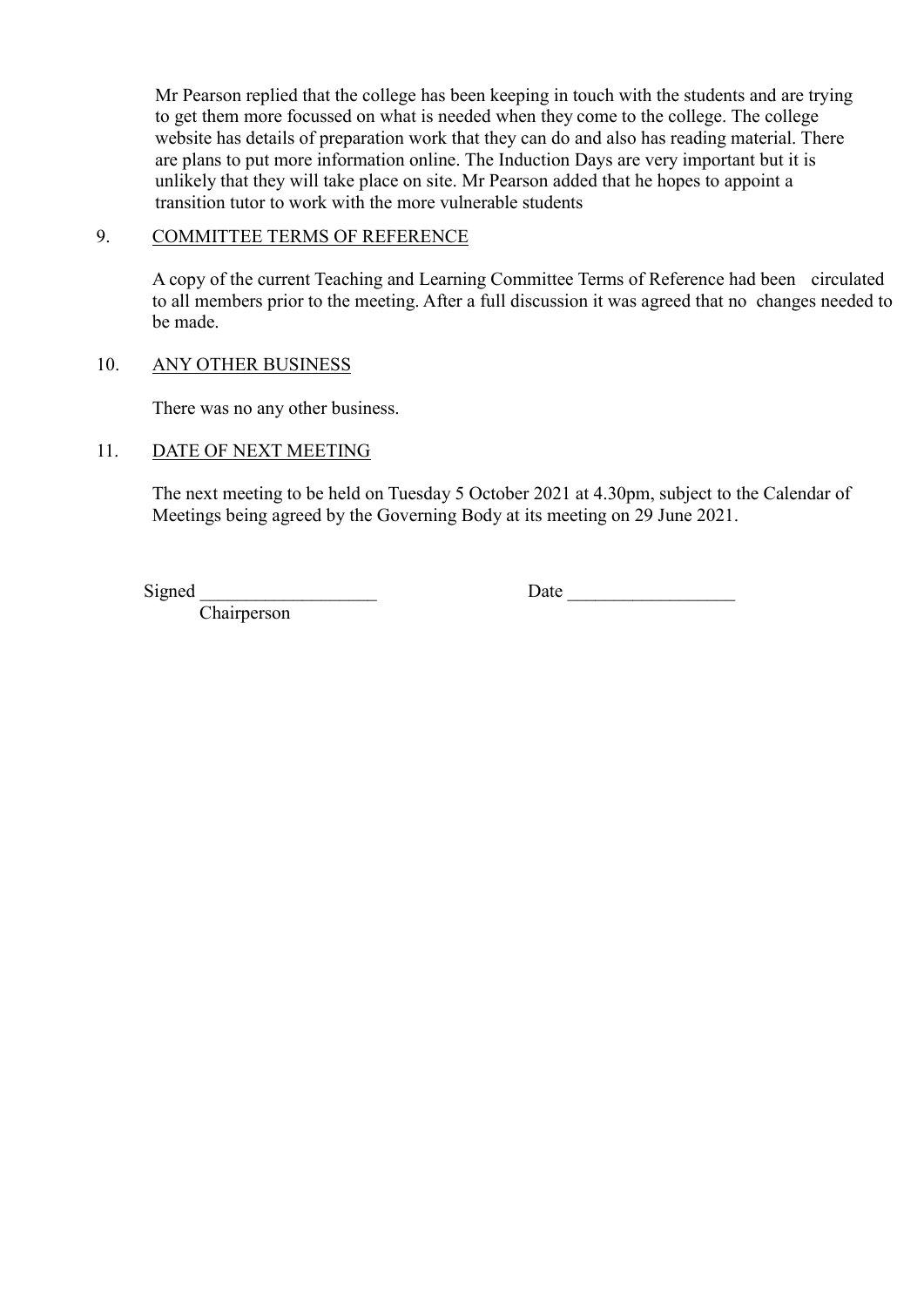Mr Pearson replied that the college has been keeping in touch with the students and are trying to get them more focussed on what is needed when they come to the college. The college website has details of preparation work that they can do and also has reading material. There are plans to put more information online. The Induction Days are very important but it is unlikely that they will take place on site. Mr Pearson added that he hopes to appoint a transition tutor to work with the more vulnerable students

9. <u>COMMITTEE TERMS OF REFERENCE</u>

A copy of the current Teaching and Learning Committee Terms of Reference had been circulated to all members prior to the meeting. After a full discussion it was agreed that no changes needed to be made.

10. <u>ANY OTHER BUSINESS</u>

There was no any other business.

11. <u>DATE OF NEXT MEETING</u>

The next meeting to be held on Tuesday 5 October 2021 at 4.30pm, subject to the Calendar of Meetings being agreed by the Governing Body at its meeting on 29 June 2021.

Signed ___________________ Date __________________

Chairperson